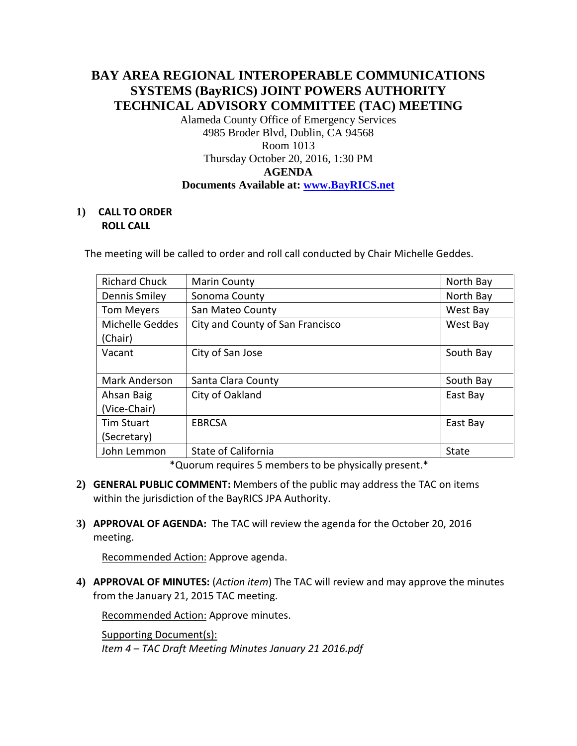# BAY AREA REGIONAL INTEROPERABLE COMMUNICATIONS SYSTEMS (BayRICS) JOINT POWERS AUTHORITY TECHNICAL ADVISORY COMMITTEE (TAC) MEETING

Alameda County Office of Emergency Services
4985 Broder Blvd, Dublin, CA 94568
Room 1013
Thursday October 20, 2016, 1:30 PM

**AGENDA**

**Documents Available at: [www.BayRICS.net](http://www.BayRICS.net)**

**1) CALL TO ORDER**
**ROLL CALL**

The meeting will be called to order and roll call conducted by Chair Michelle Geddes.

| | | |
|---|---|---|
| Richard Chuck | Marin County | North Bay |
| Dennis Smiley | Sonoma County | North Bay |
| Tom Meyers | San Mateo County | West Bay |
| Michelle Geddes (Chair) | City and County of San Francisco | West Bay |
| Vacant | City of San Jose | South Bay |
| Mark Anderson | Santa Clara County | South Bay |
| Ahsan Baig (Vice-Chair) | City of Oakland | East Bay |
| Tim Stuart (Secretary) | EBRCSA | East Bay |
| John Lemmon | State of California | State |

*Quorum requires 5 members to be physically present.*

**2) GENERAL PUBLIC COMMENT:** Members of the public may address the TAC on items within the jurisdiction of the BayRICS JPA Authority.

**3) APPROVAL OF AGENDA:** The TAC will review the agenda for the October 20, 2016 meeting.

Recommended Action: Approve agenda.

**4) APPROVAL OF MINUTES:** (*Action item*) The TAC will review and may approve the minutes from the January 21, 2015 TAC meeting.

Recommended Action: Approve minutes.

Supporting Document(s):
*Item 4 – TAC Draft Meeting Minutes January 21 2016.pdf*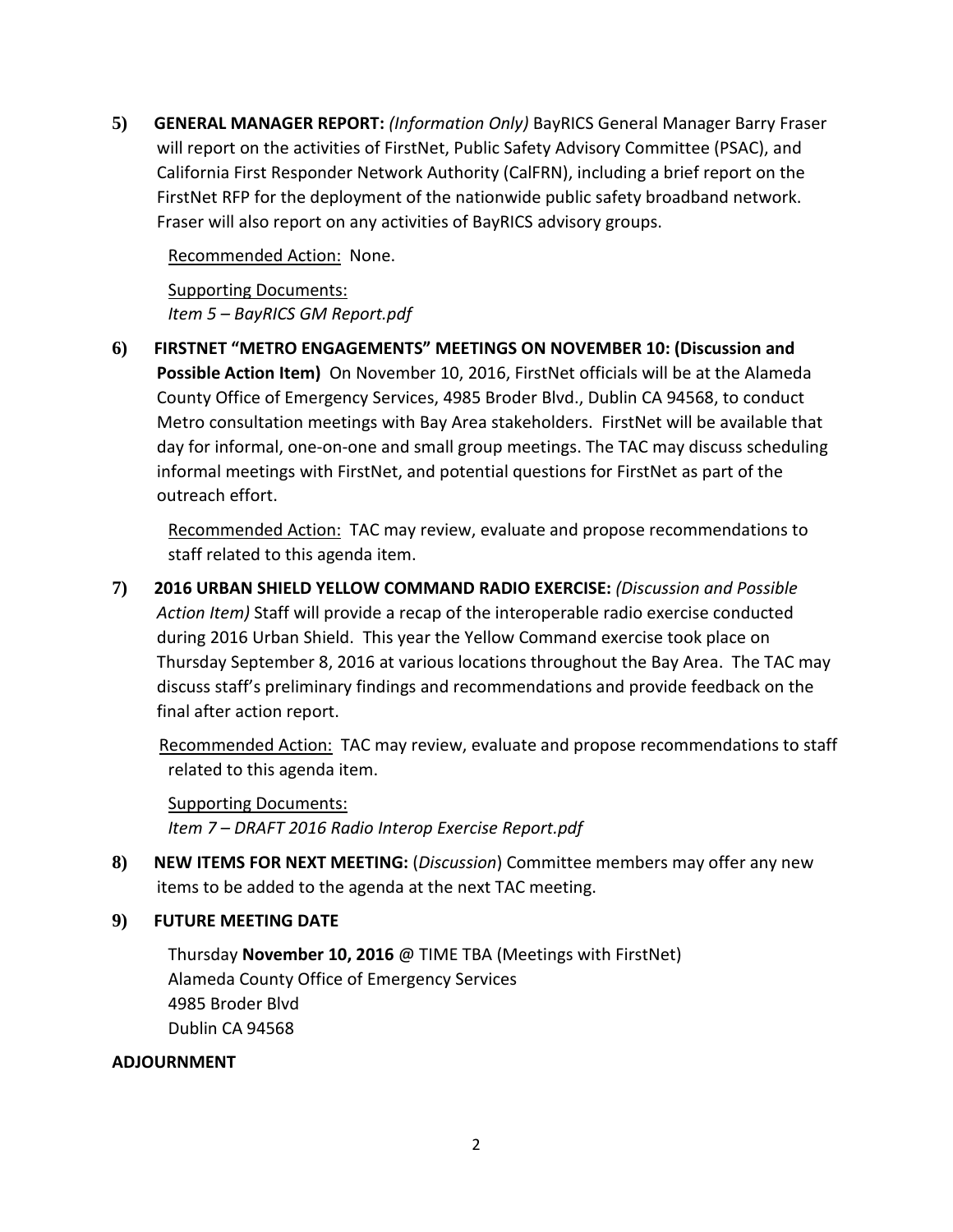**5) GENERAL MANAGER REPORT:** *(Information Only)* BayRICS General Manager Barry Fraser will report on the activities of FirstNet, Public Safety Advisory Committee (PSAC), and California First Responder Network Authority (CalFRN), including a brief report on the FirstNet RFP for the deployment of the nationwide public safety broadband network. Fraser will also report on any activities of BayRICS advisory groups.

Recommended Action: None.

Supporting Documents:
*Item 5 – BayRICS GM Report.pdf*

**6) FIRSTNET "METRO ENGAGEMENTS" MEETINGS ON NOVEMBER 10: (Discussion and Possible Action Item)** On November 10, 2016, FirstNet officials will be at the Alameda County Office of Emergency Services, 4985 Broder Blvd., Dublin CA 94568, to conduct Metro consultation meetings with Bay Area stakeholders. FirstNet will be available that day for informal, one-on-one and small group meetings. The TAC may discuss scheduling informal meetings with FirstNet, and potential questions for FirstNet as part of the outreach effort.

Recommended Action: TAC may review, evaluate and propose recommendations to staff related to this agenda item.

**7) 2016 URBAN SHIELD YELLOW COMMAND RADIO EXERCISE:** *(Discussion and Possible Action Item)* Staff will provide a recap of the interoperable radio exercise conducted during 2016 Urban Shield. This year the Yellow Command exercise took place on Thursday September 8, 2016 at various locations throughout the Bay Area. The TAC may discuss staff's preliminary findings and recommendations and provide feedback on the final after action report.

Recommended Action: TAC may review, evaluate and propose recommendations to staff related to this agenda item.

Supporting Documents:
*Item 7 – DRAFT 2016 Radio Interop Exercise Report.pdf*

**8) NEW ITEMS FOR NEXT MEETING:** (*Discussion*) Committee members may offer any new items to be added to the agenda at the next TAC meeting.

**9) FUTURE MEETING DATE**

Thursday **November 10, 2016** @ TIME TBA (Meetings with FirstNet)
Alameda County Office of Emergency Services
4985 Broder Blvd
Dublin CA 94568

**ADJOURNMENT**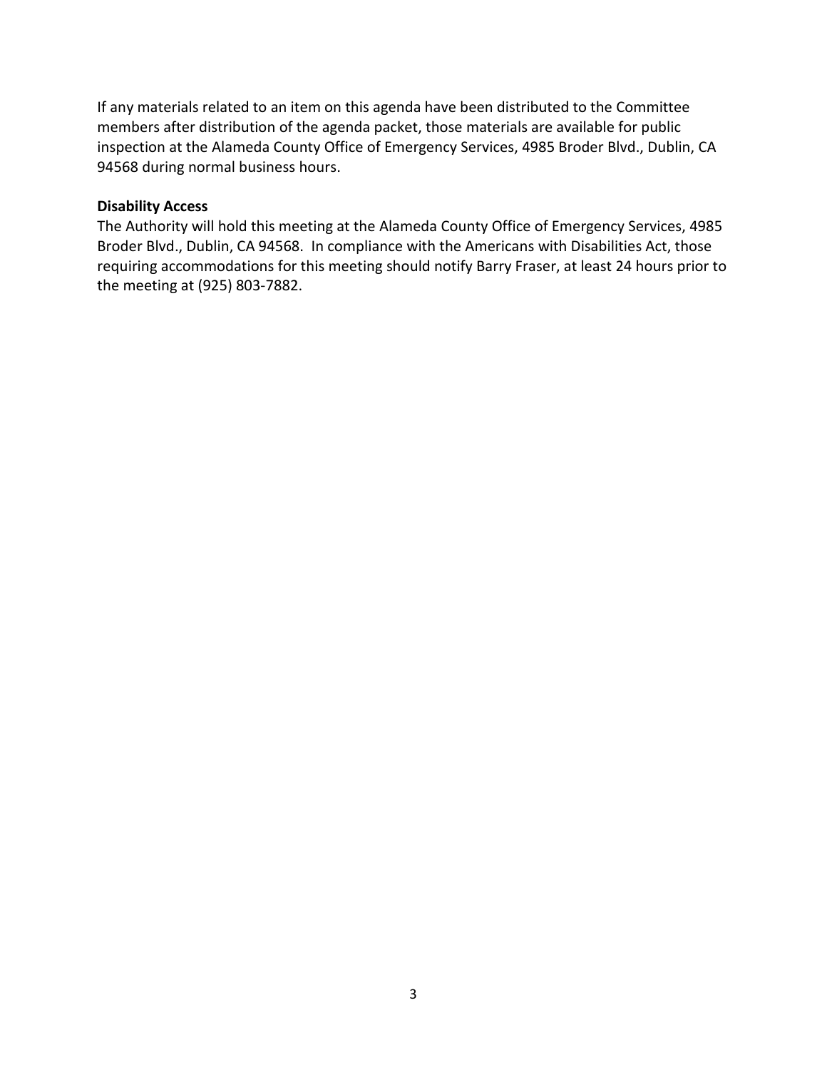If any materials related to an item on this agenda have been distributed to the Committee members after distribution of the agenda packet, those materials are available for public inspection at the Alameda County Office of Emergency Services, 4985 Broder Blvd., Dublin, CA 94568 during normal business hours.

**Disability Access**

The Authority will hold this meeting at the Alameda County Office of Emergency Services, 4985 Broder Blvd., Dublin, CA 94568. In compliance with the Americans with Disabilities Act, those requiring accommodations for this meeting should notify Barry Fraser, at least 24 hours prior to the meeting at (925) 803-7882.